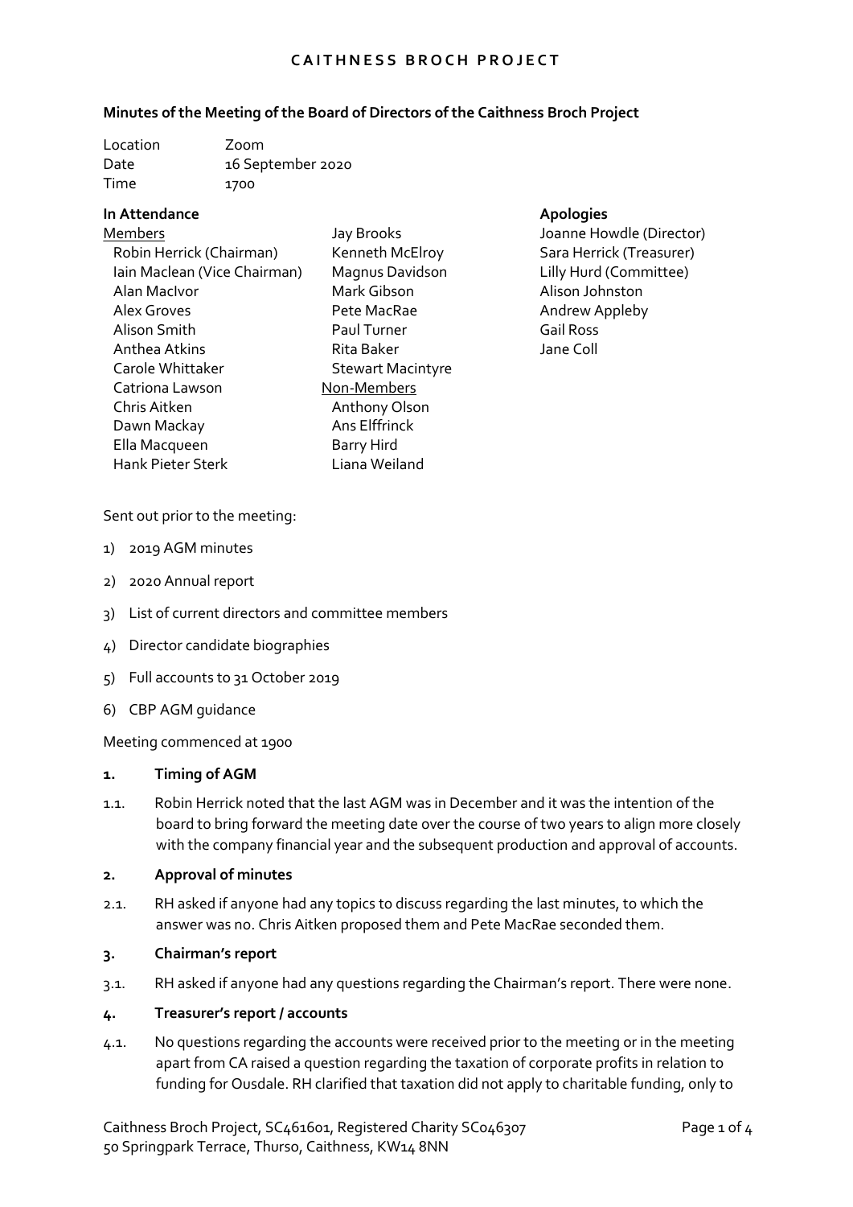**CAITHNESS BROCH PROJECT**

**Minutes of the Meeting of the Board of Directors of the Caithness Broch Project**

| | |
|---|---|
| Location | Zoom |
| Date | 16 September 2020 |
| Time | 1700 |

**In Attendance**

Members
- Robin Herrick (Chairman)
- Iain Maclean (Vice Chairman)
- Alan MacIvor
- Alex Groves
- Alison Smith
- Anthea Atkins
- Carole Whittaker
- Catriona Lawson
- Chris Aitken
- Dawn Mackay
- Ella Macqueen
- Hank Pieter Sterk
- Jay Brooks
- Kenneth McElroy
- Magnus Davidson
- Mark Gibson
- Pete MacRae
- Paul Turner
- Rita Baker
- Stewart Macintyre

Non-Members
- Anthony Olson
- Ans Elffrinck
- Barry Hird
- Liana Weiland

**Apologies**
- Joanne Howdle (Director)
- Sara Herrick (Treasurer)
- Lilly Hurd (Committee)
- Alison Johnston
- Andrew Appleby
- Gail Ross
- Jane Coll

Sent out prior to the meeting:

1) 2019 AGM minutes
2) 2020 Annual report
3) List of current directors and committee members
4) Director candidate biographies
5) Full accounts to 31 October 2019
6) CBP AGM guidance

Meeting commenced at 1900

**1. Timing of AGM**

1.1. Robin Herrick noted that the last AGM was in December and it was the intention of the board to bring forward the meeting date over the course of two years to align more closely with the company financial year and the subsequent production and approval of accounts.

**2. Approval of minutes**

2.1. RH asked if anyone had any topics to discuss regarding the last minutes, to which the answer was no. Chris Aitken proposed them and Pete MacRae seconded them.

**3. Chairman's report**

3.1. RH asked if anyone had any questions regarding the Chairman's report. There were none.

**4. Treasurer's report / accounts**

4.1. No questions regarding the accounts were received prior to the meeting or in the meeting apart from CA raised a question regarding the taxation of corporate profits in relation to funding for Ousdale. RH clarified that taxation did not apply to charitable funding, only to

Caithness Broch Project, SC461601, Registered Charity SC046307
50 Springpark Terrace, Thurso, Caithness, KW14 8NN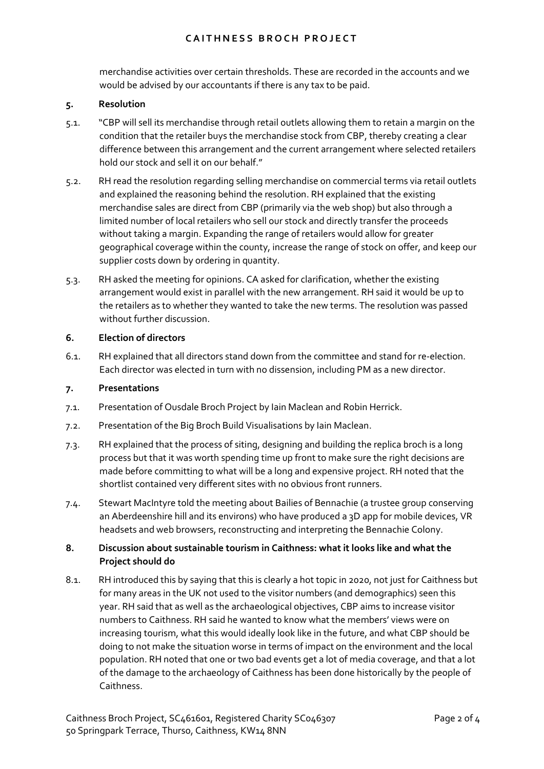merchandise activities over certain thresholds. These are recorded in the accounts and we would be advised by our accountants if there is any tax to be paid.

## 5. Resolution

5.1. "CBP will sell its merchandise through retail outlets allowing them to retain a margin on the condition that the retailer buys the merchandise stock from CBP, thereby creating a clear difference between this arrangement and the current arrangement where selected retailers hold our stock and sell it on our behalf."

5.2. RH read the resolution regarding selling merchandise on commercial terms via retail outlets and explained the reasoning behind the resolution. RH explained that the existing merchandise sales are direct from CBP (primarily via the web shop) but also through a limited number of local retailers who sell our stock and directly transfer the proceeds without taking a margin. Expanding the range of retailers would allow for greater geographical coverage within the county, increase the range of stock on offer, and keep our supplier costs down by ordering in quantity.

5.3. RH asked the meeting for opinions. CA asked for clarification, whether the existing arrangement would exist in parallel with the new arrangement. RH said it would be up to the retailers as to whether they wanted to take the new terms. The resolution was passed without further discussion.

## 6. Election of directors

6.1. RH explained that all directors stand down from the committee and stand for re-election. Each director was elected in turn with no dissension, including PM as a new director.

## 7. Presentations

7.1. Presentation of Ousdale Broch Project by Iain Maclean and Robin Herrick.

7.2. Presentation of the Big Broch Build Visualisations by Iain Maclean.

7.3. RH explained that the process of siting, designing and building the replica broch is a long process but that it was worth spending time up front to make sure the right decisions are made before committing to what will be a long and expensive project. RH noted that the shortlist contained very different sites with no obvious front runners.

7.4. Stewart MacIntyre told the meeting about Bailies of Bennachie (a trustee group conserving an Aberdeenshire hill and its environs) who have produced a 3D app for mobile devices, VR headsets and web browsers, reconstructing and interpreting the Bennachie Colony.

## 8. Discussion about sustainable tourism in Caithness: what it looks like and what the Project should do

8.1. RH introduced this by saying that this is clearly a hot topic in 2020, not just for Caithness but for many areas in the UK not used to the visitor numbers (and demographics) seen this year. RH said that as well as the archaeological objectives, CBP aims to increase visitor numbers to Caithness. RH said he wanted to know what the members' views were on increasing tourism, what this would ideally look like in the future, and what CBP should be doing to not make the situation worse in terms of impact on the environment and the local population. RH noted that one or two bad events get a lot of media coverage, and that a lot of the damage to the archaeology of Caithness has been done historically by the people of Caithness.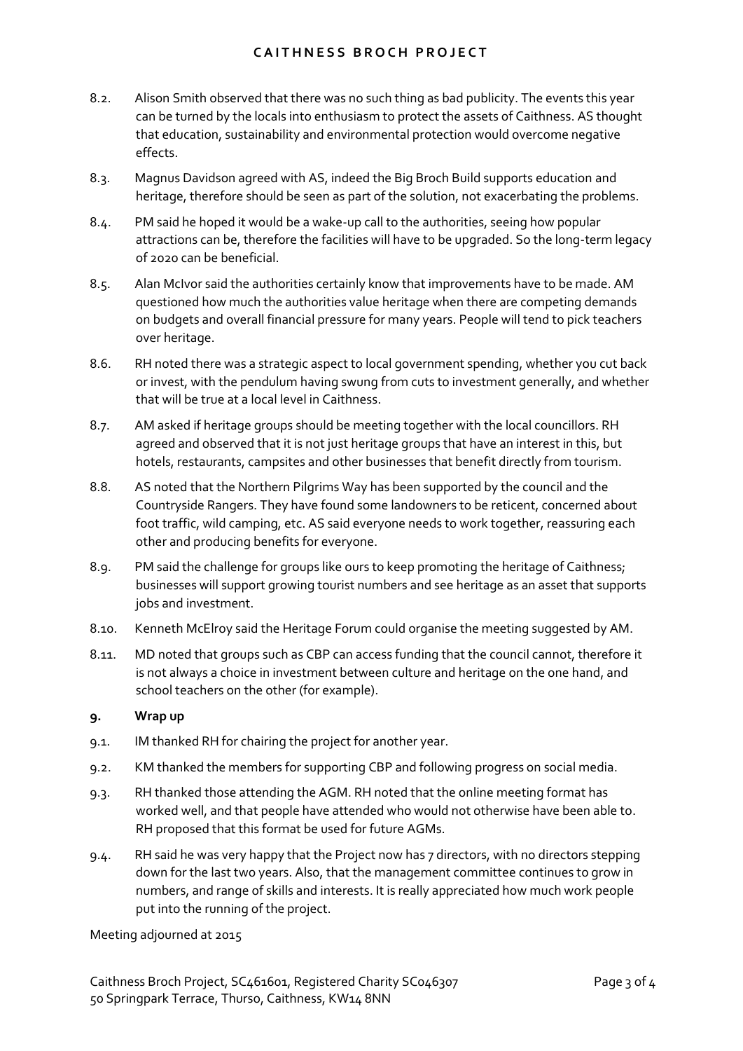8.2. Alison Smith observed that there was no such thing as bad publicity. The events this year can be turned by the locals into enthusiasm to protect the assets of Caithness. AS thought that education, sustainability and environmental protection would overcome negative effects.

8.3. Magnus Davidson agreed with AS, indeed the Big Broch Build supports education and heritage, therefore should be seen as part of the solution, not exacerbating the problems.

8.4. PM said he hoped it would be a wake-up call to the authorities, seeing how popular attractions can be, therefore the facilities will have to be upgraded. So the long-term legacy of 2020 can be beneficial.

8.5. Alan McIvor said the authorities certainly know that improvements have to be made. AM questioned how much the authorities value heritage when there are competing demands on budgets and overall financial pressure for many years. People will tend to pick teachers over heritage.

8.6. RH noted there was a strategic aspect to local government spending, whether you cut back or invest, with the pendulum having swung from cuts to investment generally, and whether that will be true at a local level in Caithness.

8.7. AM asked if heritage groups should be meeting together with the local councillors. RH agreed and observed that it is not just heritage groups that have an interest in this, but hotels, restaurants, campsites and other businesses that benefit directly from tourism.

8.8. AS noted that the Northern Pilgrims Way has been supported by the council and the Countryside Rangers. They have found some landowners to be reticent, concerned about foot traffic, wild camping, etc. AS said everyone needs to work together, reassuring each other and producing benefits for everyone.

8.9. PM said the challenge for groups like ours to keep promoting the heritage of Caithness; businesses will support growing tourist numbers and see heritage as an asset that supports jobs and investment.

8.10. Kenneth McElroy said the Heritage Forum could organise the meeting suggested by AM.

8.11. MD noted that groups such as CBP can access funding that the council cannot, therefore it is not always a choice in investment between culture and heritage on the one hand, and school teachers on the other (for example).

**9. Wrap up**

9.1. IM thanked RH for chairing the project for another year.

9.2. KM thanked the members for supporting CBP and following progress on social media.

9.3. RH thanked those attending the AGM. RH noted that the online meeting format has worked well, and that people have attended who would not otherwise have been able to. RH proposed that this format be used for future AGMs.

9.4. RH said he was very happy that the Project now has 7 directors, with no directors stepping down for the last two years. Also, that the management committee continues to grow in numbers, and range of skills and interests. It is really appreciated how much work people put into the running of the project.

Meeting adjourned at 2015

Caithness Broch Project, SC461601, Registered Charity SC046307
50 Springpark Terrace, Thurso, Caithness, KW14 8NN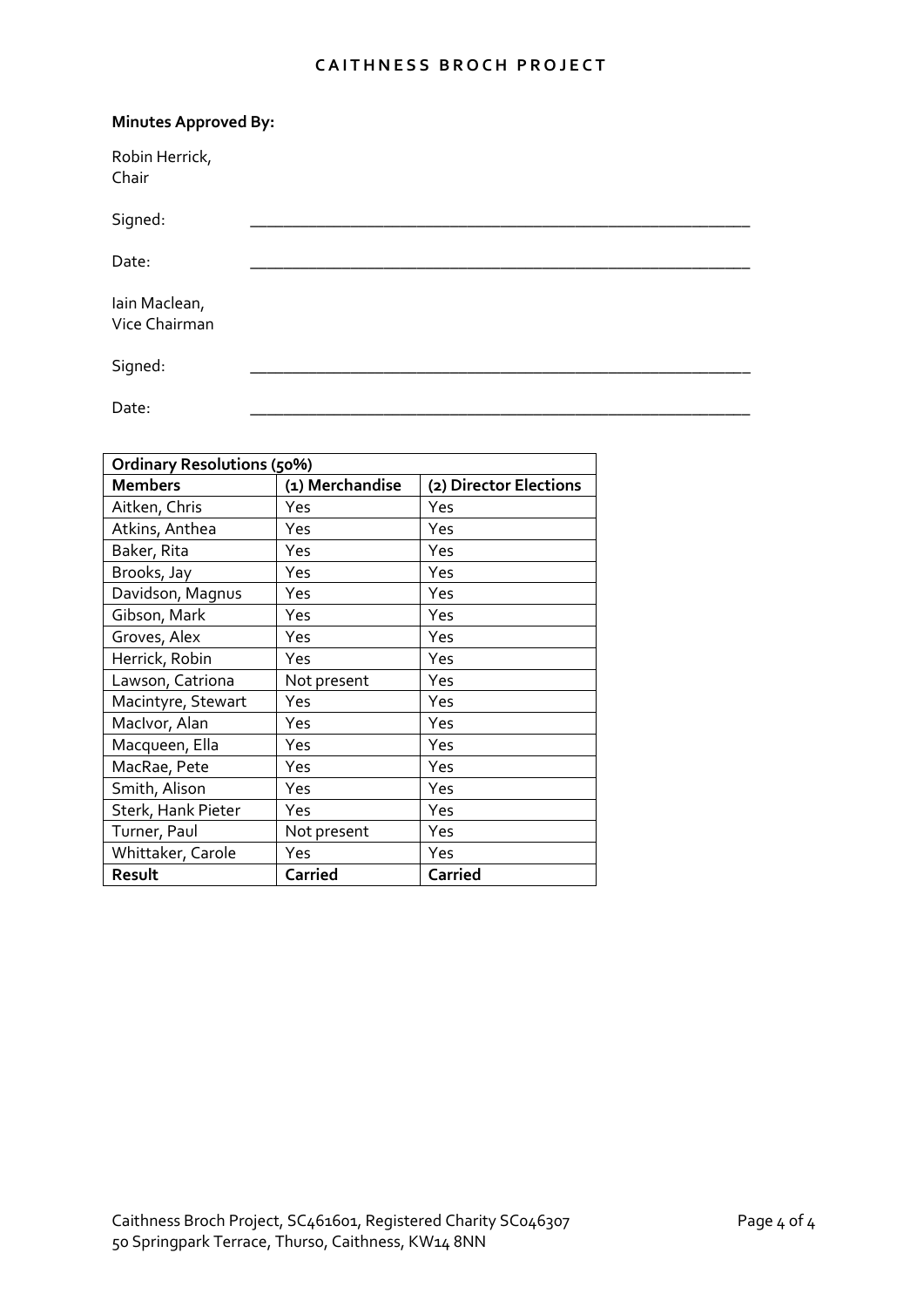**Minutes Approved By:**

Robin Herrick,
Chair

Signed: \_\_\_\_\_\_\_\_\_\_\_\_\_\_\_\_\_\_\_\_\_\_\_\_\_\_\_\_\_\_\_\_\_\_\_\_\_\_\_\_\_\_\_\_\_\_\_\_\_\_\_\_\_\_\_\_

Date: \_\_\_\_\_\_\_\_\_\_\_\_\_\_\_\_\_\_\_\_\_\_\_\_\_\_\_\_\_\_\_\_\_\_\_\_\_\_\_\_\_\_\_\_\_\_\_\_\_\_\_\_\_\_\_\_

Iain Maclean,
Vice Chairman

Signed: \_\_\_\_\_\_\_\_\_\_\_\_\_\_\_\_\_\_\_\_\_\_\_\_\_\_\_\_\_\_\_\_\_\_\_\_\_\_\_\_\_\_\_\_\_\_\_\_\_\_\_\_\_\_\_\_

Date: \_\_\_\_\_\_\_\_\_\_\_\_\_\_\_\_\_\_\_\_\_\_\_\_\_\_\_\_\_\_\_\_\_\_\_\_\_\_\_\_\_\_\_\_\_\_\_\_\_\_\_\_\_\_\_\_

| **Ordinary Resolutions (50%)** | | |
|---|---|---|
| **Members** | **(1) Merchandise** | **(2) Director Elections** |
| Aitken, Chris | Yes | Yes |
| Atkins, Anthea | Yes | Yes |
| Baker, Rita | Yes | Yes |
| Brooks, Jay | Yes | Yes |
| Davidson, Magnus | Yes | Yes |
| Gibson, Mark | Yes | Yes |
| Groves, Alex | Yes | Yes |
| Herrick, Robin | Yes | Yes |
| Lawson, Catriona | Not present | Yes |
| Macintyre, Stewart | Yes | Yes |
| MacIvor, Alan | Yes | Yes |
| Macqueen, Ella | Yes | Yes |
| MacRae, Pete | Yes | Yes |
| Smith, Alison | Yes | Yes |
| Sterk, Hank Pieter | Yes | Yes |
| Turner, Paul | Not present | Yes |
| Whittaker, Carole | Yes | Yes |
| **Result** | **Carried** | **Carried** |

Caithness Broch Project, SC461601, Registered Charity SC046307
50 Springpark Terrace, Thurso, Caithness, KW14 8NN